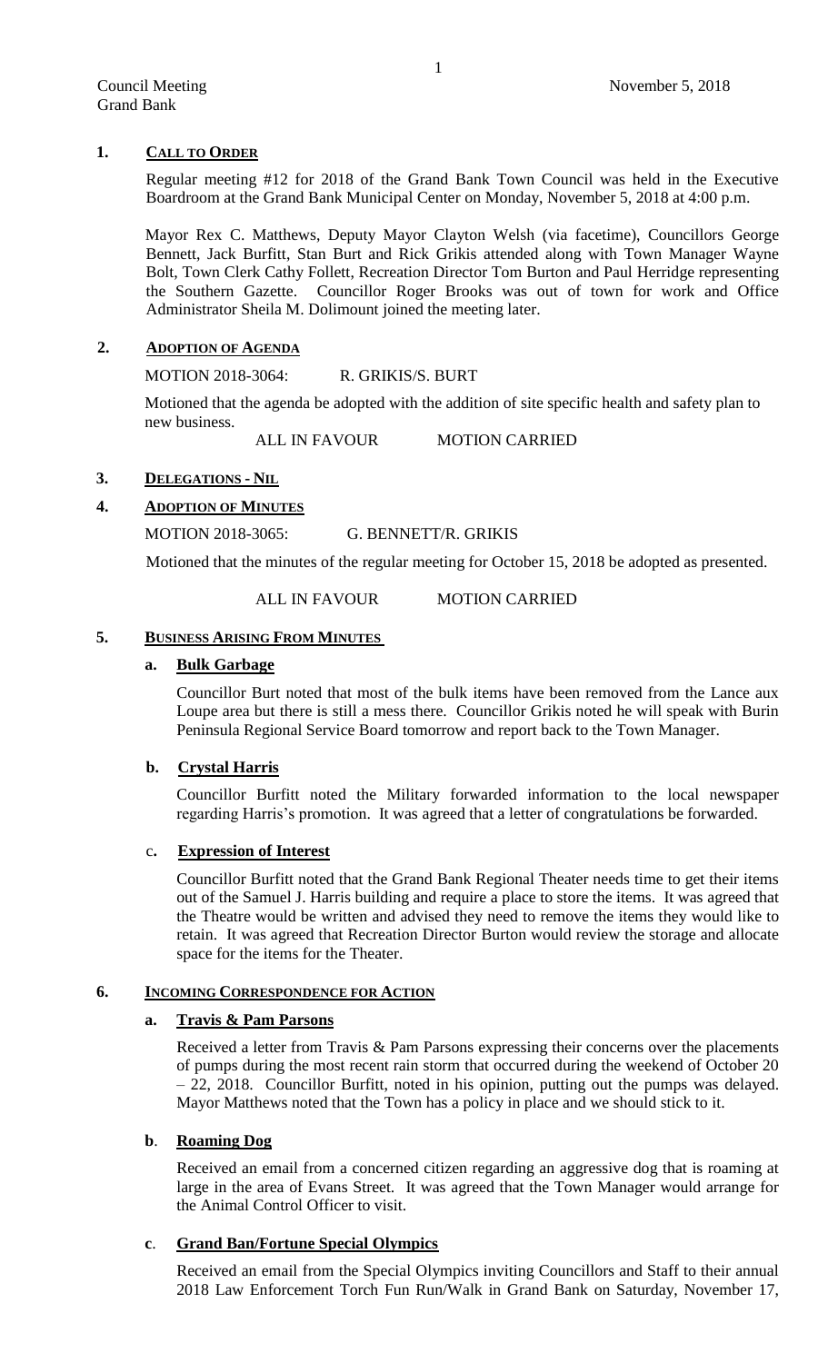Council Meeting
Grand Bank

November 5, 2018

## 1. CALL TO ORDER

Regular meeting #12 for 2018 of the Grand Bank Town Council was held in the Executive Boardroom at the Grand Bank Municipal Center on Monday, November 5, 2018 at 4:00 p.m.

Mayor Rex C. Matthews, Deputy Mayor Clayton Welsh (via facetime), Councillors George Bennett, Jack Burfitt, Stan Burt and Rick Grikis attended along with Town Manager Wayne Bolt, Town Clerk Cathy Follett, Recreation Director Tom Burton and Paul Herridge representing the Southern Gazette. Councillor Roger Brooks was out of town for work and Office Administrator Sheila M. Dolimount joined the meeting later.

## 2. ADOPTION OF AGENDA

MOTION 2018-3064: R. GRIKIS/S. BURT

Motioned that the agenda be adopted with the addition of site specific health and safety plan to new business.

ALL IN FAVOUR MOTION CARRIED

## 3. DELEGATIONS - NIL

## 4. ADOPTION OF MINUTES

MOTION 2018-3065: G. BENNETT/R. GRIKIS

Motioned that the minutes of the regular meeting for October 15, 2018 be adopted as presented.

ALL IN FAVOUR MOTION CARRIED

## 5. BUSINESS ARISING FROM MINUTES

### a. Bulk Garbage

Councillor Burt noted that most of the bulk items have been removed from the Lance aux Loupe area but there is still a mess there. Councillor Grikis noted he will speak with Burin Peninsula Regional Service Board tomorrow and report back to the Town Manager.

### b. Crystal Harris

Councillor Burfitt noted the Military forwarded information to the local newspaper regarding Harris's promotion. It was agreed that a letter of congratulations be forwarded.

### c. Expression of Interest

Councillor Burfitt noted that the Grand Bank Regional Theater needs time to get their items out of the Samuel J. Harris building and require a place to store the items. It was agreed that the Theatre would be written and advised they need to remove the items they would like to retain. It was agreed that Recreation Director Burton would review the storage and allocate space for the items for the Theater.

## 6. INCOMING CORRESPONDENCE FOR ACTION

### a. Travis & Pam Parsons

Received a letter from Travis & Pam Parsons expressing their concerns over the placements of pumps during the most recent rain storm that occurred during the weekend of October 20 – 22, 2018. Councillor Burfitt, noted in his opinion, putting out the pumps was delayed. Mayor Matthews noted that the Town has a policy in place and we should stick to it.

### b. Roaming Dog

Received an email from a concerned citizen regarding an aggressive dog that is roaming at large in the area of Evans Street. It was agreed that the Town Manager would arrange for the Animal Control Officer to visit.

### c. Grand Ban/Fortune Special Olympics

Received an email from the Special Olympics inviting Councillors and Staff to their annual 2018 Law Enforcement Torch Fun Run/Walk in Grand Bank on Saturday, November 17,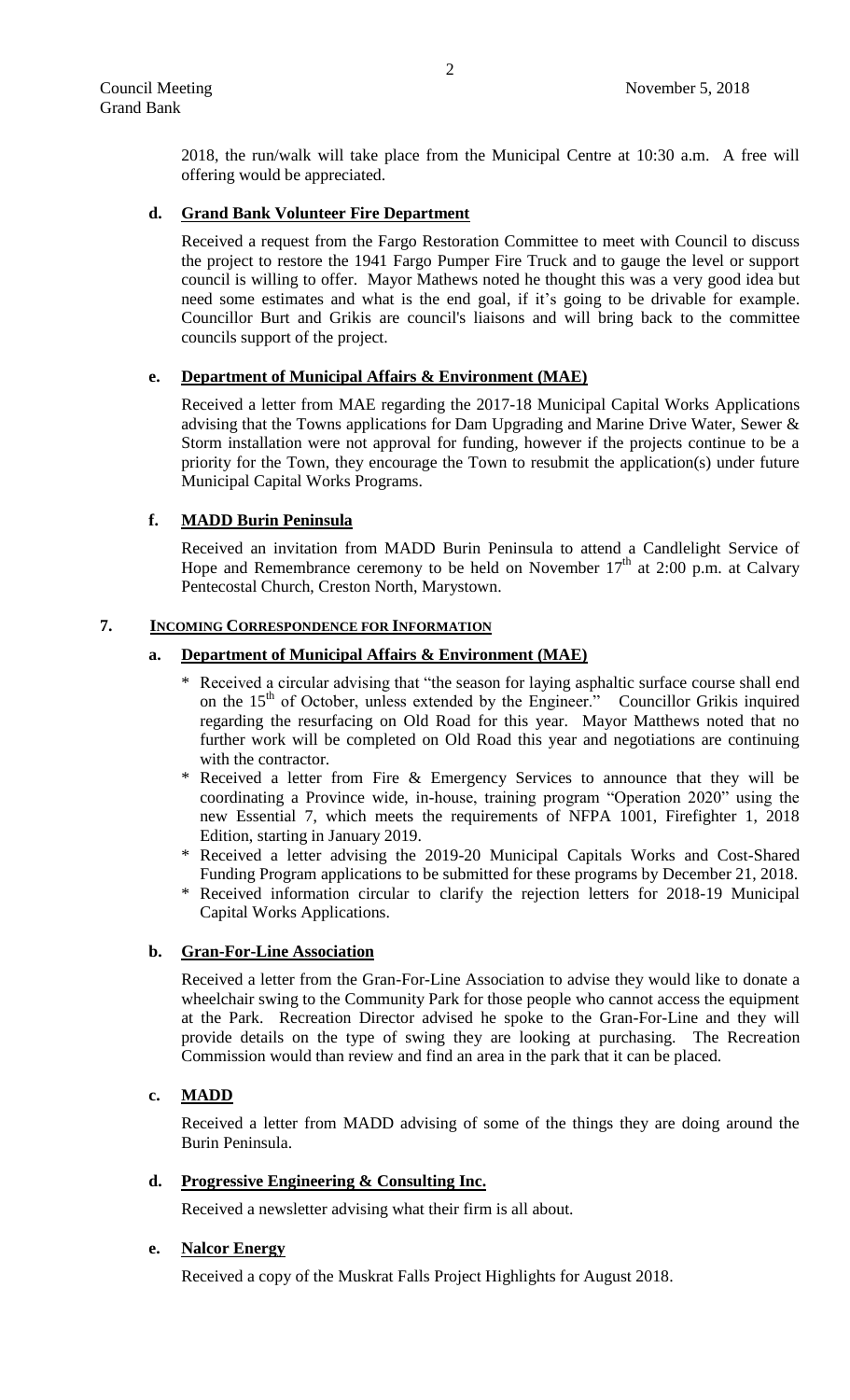2018, the run/walk will take place from the Municipal Centre at 10:30 a.m. A free will offering would be appreciated.

**d. Grand Bank Volunteer Fire Department**

Received a request from the Fargo Restoration Committee to meet with Council to discuss the project to restore the 1941 Fargo Pumper Fire Truck and to gauge the level or support council is willing to offer. Mayor Mathews noted he thought this was a very good idea but need some estimates and what is the end goal, if it's going to be drivable for example. Councillor Burt and Grikis are council's liaisons and will bring back to the committee councils support of the project.

**e. Department of Municipal Affairs & Environment (MAE)**

Received a letter from MAE regarding the 2017-18 Municipal Capital Works Applications advising that the Towns applications for Dam Upgrading and Marine Drive Water, Sewer & Storm installation were not approval for funding, however if the projects continue to be a priority for the Town, they encourage the Town to resubmit the application(s) under future Municipal Capital Works Programs.

**f. MADD Burin Peninsula**

Received an invitation from MADD Burin Peninsula to attend a Candlelight Service of Hope and Remembrance ceremony to be held on November 17th at 2:00 p.m. at Calvary Pentecostal Church, Creston North, Marystown.

## 7. INCOMING CORRESPONDENCE FOR INFORMATION

**a. Department of Municipal Affairs & Environment (MAE)**

* Received a circular advising that "the season for laying asphaltic surface course shall end on the 15th of October, unless extended by the Engineer." Councillor Grikis inquired regarding the resurfacing on Old Road for this year. Mayor Matthews noted that no further work will be completed on Old Road this year and negotiations are continuing with the contractor.
* Received a letter from Fire & Emergency Services to announce that they will be coordinating a Province wide, in-house, training program "Operation 2020" using the new Essential 7, which meets the requirements of NFPA 1001, Firefighter 1, 2018 Edition, starting in January 2019.
* Received a letter advising the 2019-20 Municipal Capitals Works and Cost-Shared Funding Program applications to be submitted for these programs by December 21, 2018.
* Received information circular to clarify the rejection letters for 2018-19 Municipal Capital Works Applications.

**b. Gran-For-Line Association**

Received a letter from the Gran-For-Line Association to advise they would like to donate a wheelchair swing to the Community Park for those people who cannot access the equipment at the Park. Recreation Director advised he spoke to the Gran-For-Line and they will provide details on the type of swing they are looking at purchasing. The Recreation Commission would than review and find an area in the park that it can be placed.

**c. MADD**

Received a letter from MADD advising of some of the things they are doing around the Burin Peninsula.

**d. Progressive Engineering & Consulting Inc.**

Received a newsletter advising what their firm is all about.

**e. Nalcor Energy**

Received a copy of the Muskrat Falls Project Highlights for August 2018.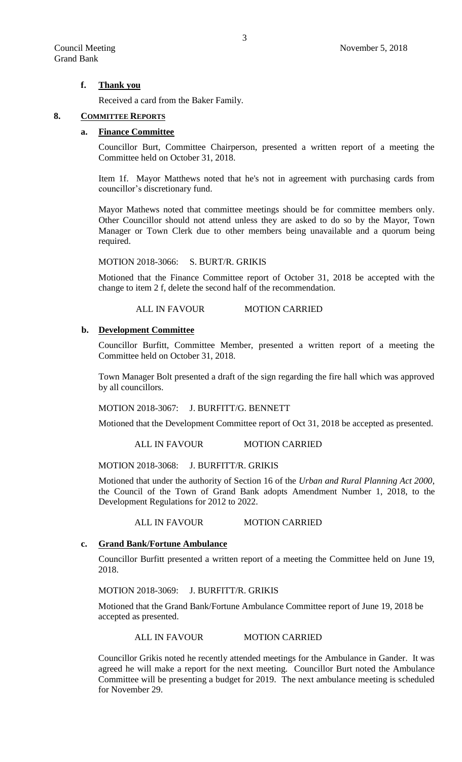**f. Thank you**

Received a card from the Baker Family.

## 8. COMMITTEE REPORTS

**a. Finance Committee**

Councillor Burt, Committee Chairperson, presented a written report of a meeting the Committee held on October 31, 2018.

Item 1f. Mayor Matthews noted that he's not in agreement with purchasing cards from councillor's discretionary fund.

Mayor Mathews noted that committee meetings should be for committee members only. Other Councillor should not attend unless they are asked to do so by the Mayor, Town Manager or Town Clerk due to other members being unavailable and a quorum being required.

MOTION 2018-3066: S. BURT/R. GRIKIS

Motioned that the Finance Committee report of October 31, 2018 be accepted with the change to item 2 f, delete the second half of the recommendation.

ALL IN FAVOUR MOTION CARRIED

**b. Development Committee**

Councillor Burfitt, Committee Member, presented a written report of a meeting the Committee held on October 31, 2018.

Town Manager Bolt presented a draft of the sign regarding the fire hall which was approved by all councillors.

MOTION 2018-3067: J. BURFITT/G. BENNETT

Motioned that the Development Committee report of Oct 31, 2018 be accepted as presented.

ALL IN FAVOUR MOTION CARRIED

MOTION 2018-3068: J. BURFITT/R. GRIKIS

Motioned that under the authority of Section 16 of the *Urban and Rural Planning Act 2000*, the Council of the Town of Grand Bank adopts Amendment Number 1, 2018, to the Development Regulations for 2012 to 2022.

ALL IN FAVOUR MOTION CARRIED

**c. Grand Bank/Fortune Ambulance**

Councillor Burfitt presented a written report of a meeting the Committee held on June 19, 2018.

MOTION 2018-3069: J. BURFITT/R. GRIKIS

Motioned that the Grand Bank/Fortune Ambulance Committee report of June 19, 2018 be accepted as presented.

ALL IN FAVOUR MOTION CARRIED

Councillor Grikis noted he recently attended meetings for the Ambulance in Gander. It was agreed he will make a report for the next meeting. Councillor Burt noted the Ambulance Committee will be presenting a budget for 2019. The next ambulance meeting is scheduled for November 29.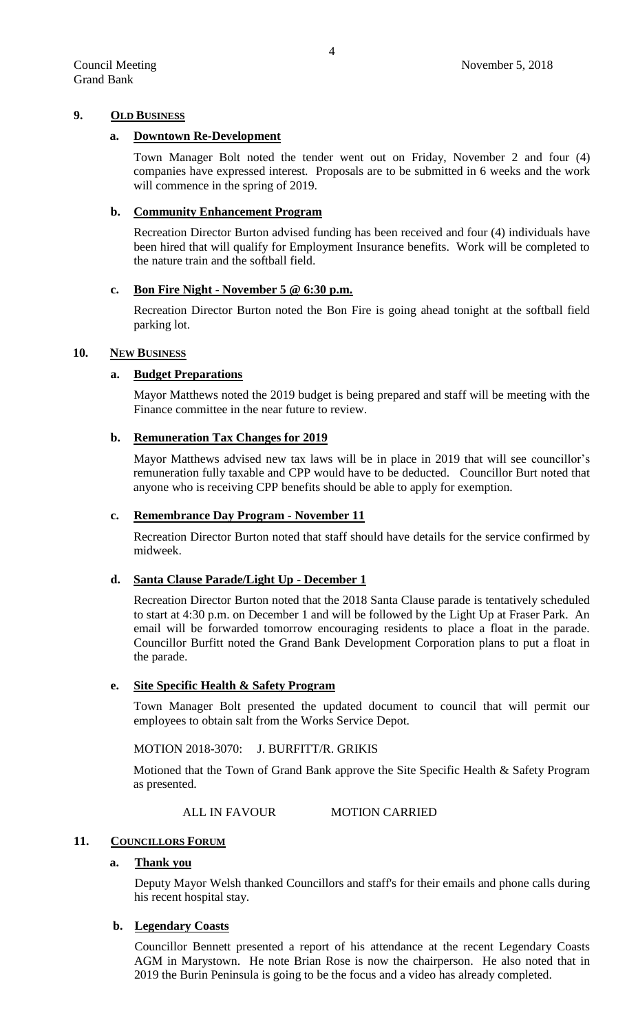## 9. OLD BUSINESS

### a. Downtown Re-Development

Town Manager Bolt noted the tender went out on Friday, November 2 and four (4) companies have expressed interest. Proposals are to be submitted in 6 weeks and the work will commence in the spring of 2019.

### b. Community Enhancement Program

Recreation Director Burton advised funding has been received and four (4) individuals have been hired that will qualify for Employment Insurance benefits. Work will be completed to the nature train and the softball field.

### c. Bon Fire Night - November 5 @ 6:30 p.m.

Recreation Director Burton noted the Bon Fire is going ahead tonight at the softball field parking lot.

## 10. NEW BUSINESS

### a. Budget Preparations

Mayor Matthews noted the 2019 budget is being prepared and staff will be meeting with the Finance committee in the near future to review.

### b. Remuneration Tax Changes for 2019

Mayor Matthews advised new tax laws will be in place in 2019 that will see councillor's remuneration fully taxable and CPP would have to be deducted. Councillor Burt noted that anyone who is receiving CPP benefits should be able to apply for exemption.

### c. Remembrance Day Program - November 11

Recreation Director Burton noted that staff should have details for the service confirmed by midweek.

### d. Santa Clause Parade/Light Up - December 1

Recreation Director Burton noted that the 2018 Santa Clause parade is tentatively scheduled to start at 4:30 p.m. on December 1 and will be followed by the Light Up at Fraser Park. An email will be forwarded tomorrow encouraging residents to place a float in the parade. Councillor Burfitt noted the Grand Bank Development Corporation plans to put a float in the parade.

### e. Site Specific Health & Safety Program

Town Manager Bolt presented the updated document to council that will permit our employees to obtain salt from the Works Service Depot.

MOTION 2018-3070: J. BURFITT/R. GRIKIS

Motioned that the Town of Grand Bank approve the Site Specific Health & Safety Program as presented.

ALL IN FAVOUR MOTION CARRIED

## 11. COUNCILLORS FORUM

### a. Thank you

Deputy Mayor Welsh thanked Councillors and staff's for their emails and phone calls during his recent hospital stay.

### b. Legendary Coasts

Councillor Bennett presented a report of his attendance at the recent Legendary Coasts AGM in Marystown. He note Brian Rose is now the chairperson. He also noted that in 2019 the Burin Peninsula is going to be the focus and a video has already completed.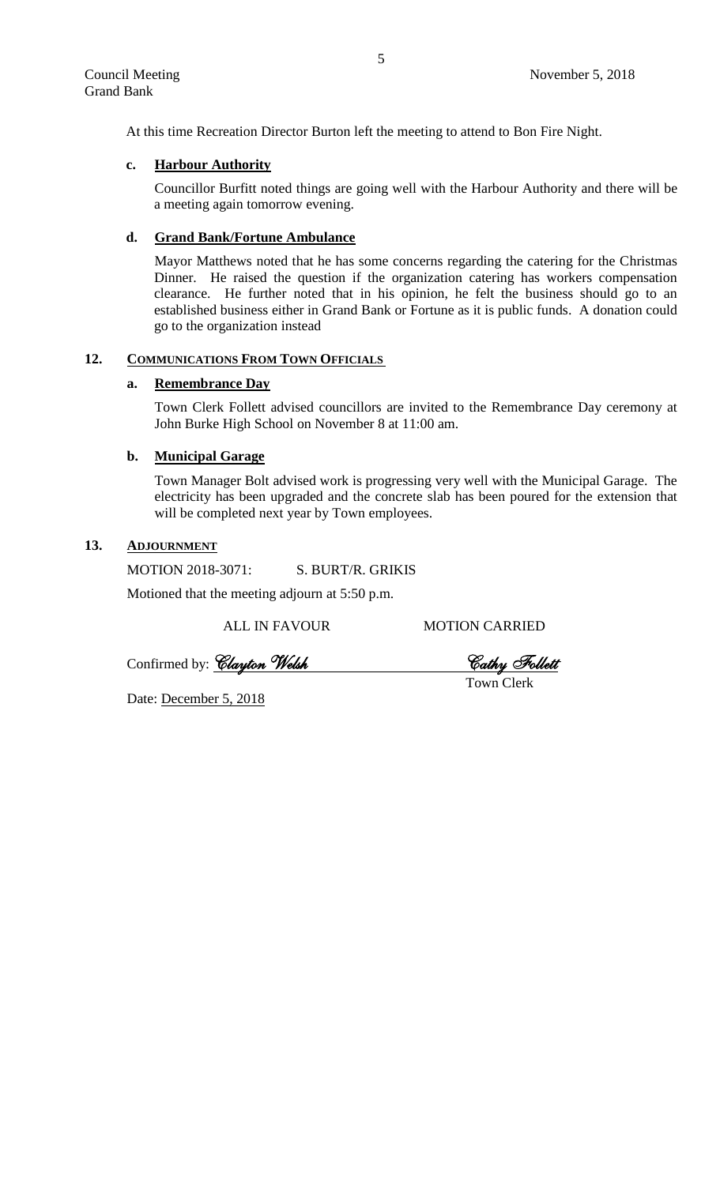At this time Recreation Director Burton left the meeting to attend to Bon Fire Night.

**c. Harbour Authority**

Councillor Burfitt noted things are going well with the Harbour Authority and there will be a meeting again tomorrow evening.

**d. Grand Bank/Fortune Ambulance**

Mayor Matthews noted that he has some concerns regarding the catering for the Christmas Dinner. He raised the question if the organization catering has workers compensation clearance. He further noted that in his opinion, he felt the business should go to an established business either in Grand Bank or Fortune as it is public funds. A donation could go to the organization instead

## 12. COMMUNICATIONS FROM TOWN OFFICIALS

**a. Remembrance Day**

Town Clerk Follett advised councillors are invited to the Remembrance Day ceremony at John Burke High School on November 8 at 11:00 am.

**b. Municipal Garage**

Town Manager Bolt advised work is progressing very well with the Municipal Garage. The electricity has been upgraded and the concrete slab has been poured for the extension that will be completed next year by Town employees.

## 13. ADJOURNMENT

MOTION 2018-3071: S. BURT/R. GRIKIS

Motioned that the meeting adjourn at 5:50 p.m.

ALL IN FAVOUR MOTION CARRIED

Confirmed by: *Clayton Welsh* *Cathy Follett*

Town Clerk

Date: December 5, 2018